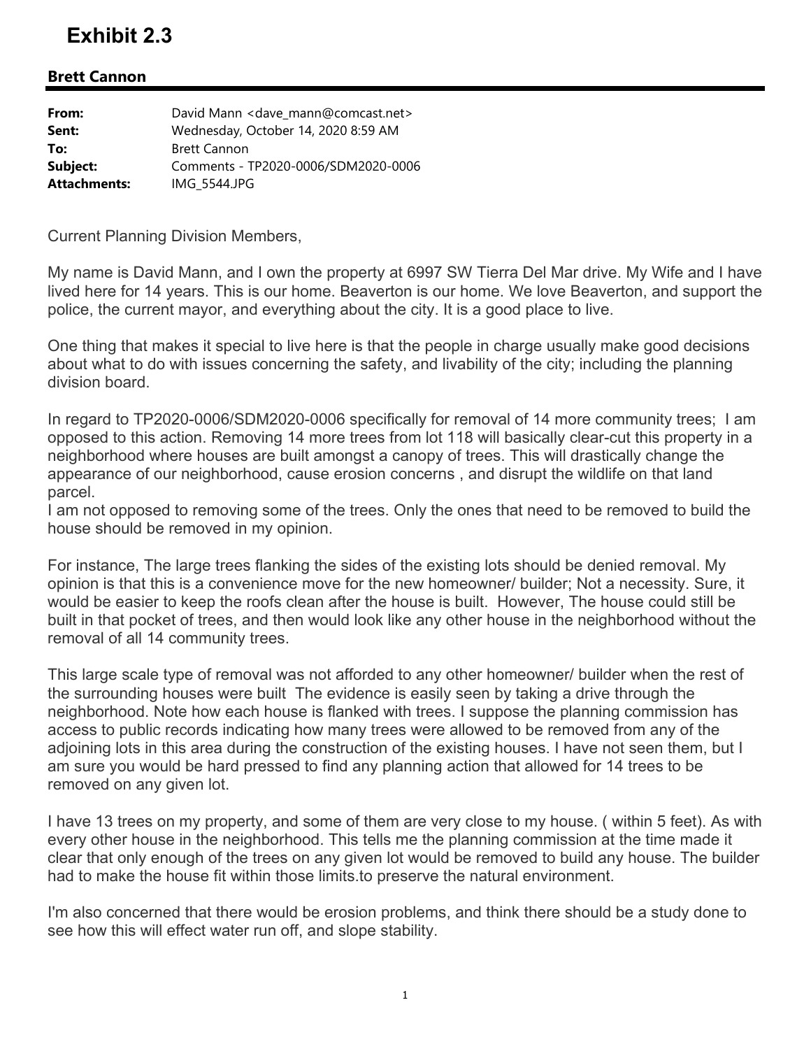# Exhibit 2.3

**Brett Cannon**

| | |
|---|---|
| **From:** | David Mann <dave_mann@comcast.net> |
| **Sent:** | Wednesday, October 14, 2020 8:59 AM |
| **To:** | Brett Cannon |
| **Subject:** | Comments - TP2020-0006/SDM2020-0006 |
| **Attachments:** | IMG_5544.JPG |

Current Planning Division Members,

My name is David Mann, and I own the property at 6997 SW Tierra Del Mar drive. My Wife and I have lived here for 14 years. This is our home. Beaverton is our home. We love Beaverton, and support the police, the current mayor, and everything about the city. It is a good place to live.

One thing that makes it special to live here is that the people in charge usually make good decisions about what to do with issues concerning the safety, and livability of the city; including the planning division board.

In regard to TP2020-0006/SDM2020-0006 specifically for removal of 14 more community trees; I am opposed to this action. Removing 14 more trees from lot 118 will basically clear-cut this property in a neighborhood where houses are built amongst a canopy of trees. This will drastically change the appearance of our neighborhood, cause erosion concerns , and disrupt the wildlife on that land parcel.
I am not opposed to removing some of the trees. Only the ones that need to be removed to build the house should be removed in my opinion.

For instance, The large trees flanking the sides of the existing lots should be denied removal. My opinion is that this is a convenience move for the new homeowner/ builder; Not a necessity. Sure, it would be easier to keep the roofs clean after the house is built. However, The house could still be built in that pocket of trees, and then would look like any other house in the neighborhood without the removal of all 14 community trees.

This large scale type of removal was not afforded to any other homeowner/ builder when the rest of the surrounding houses were built The evidence is easily seen by taking a drive through the neighborhood. Note how each house is flanked with trees. I suppose the planning commission has access to public records indicating how many trees were allowed to be removed from any of the adjoining lots in this area during the construction of the existing houses. I have not seen them, but I am sure you would be hard pressed to find any planning action that allowed for 14 trees to be removed on any given lot.

I have 13 trees on my property, and some of them are very close to my house. ( within 5 feet). As with every other house in the neighborhood. This tells me the planning commission at the time made it clear that only enough of the trees on any given lot would be removed to build any house. The builder had to make the house fit within those limits.to preserve the natural environment.

I'm also concerned that there would be erosion problems, and think there should be a study done to see how this will effect water run off, and slope stability.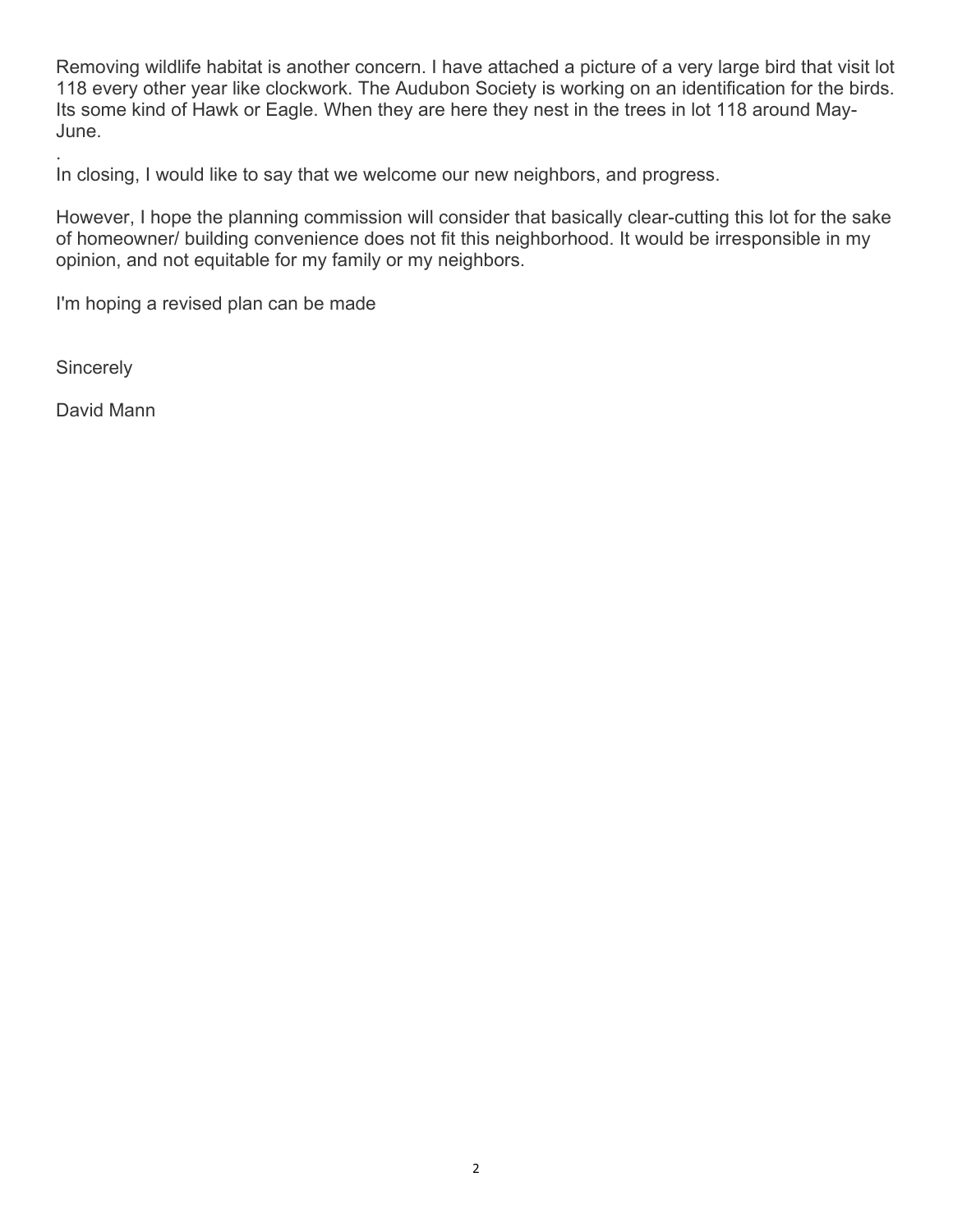Removing wildlife habitat is another concern. I have attached a picture of a very large bird that visit lot 118 every other year like clockwork. The Audubon Society is working on an identification for the birds. Its some kind of Hawk or Eagle. When they are here they nest in the trees in lot 118 around May-June.

.

In closing, I would like to say that we welcome our new neighbors, and progress.

However, I hope the planning commission will consider that basically clear-cutting this lot for the sake of homeowner/ building convenience does not fit this neighborhood. It would be irresponsible in my opinion, and not equitable for my family or my neighbors.

I'm hoping a revised plan can be made

Sincerely

David Mann